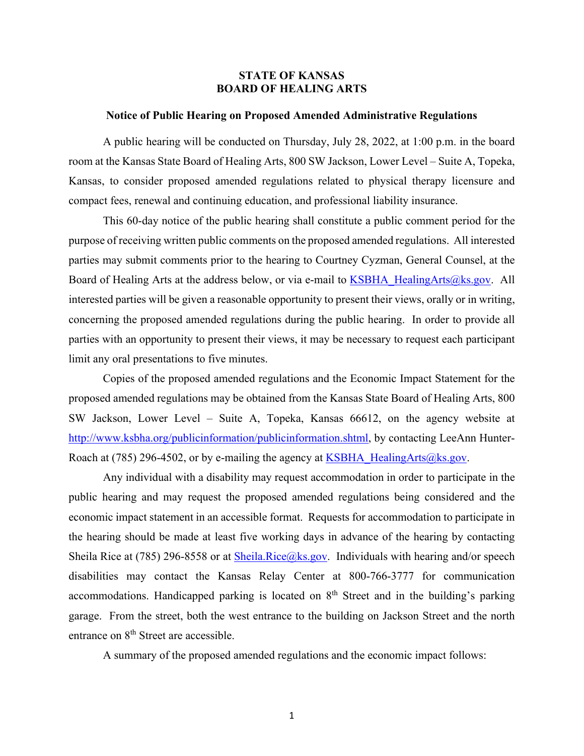# STATE OF KANSAS
# BOARD OF HEALING ARTS

## Notice of Public Hearing on Proposed Amended Administrative Regulations

A public hearing will be conducted on Thursday, July 28, 2022, at 1:00 p.m. in the board room at the Kansas State Board of Healing Arts, 800 SW Jackson, Lower Level – Suite A, Topeka, Kansas, to consider proposed amended regulations related to physical therapy licensure and compact fees, renewal and continuing education, and professional liability insurance.

This 60-day notice of the public hearing shall constitute a public comment period for the purpose of receiving written public comments on the proposed amended regulations. All interested parties may submit comments prior to the hearing to Courtney Cyzman, General Counsel, at the Board of Healing Arts at the address below, or via e-mail to KSBHA_HealingArts@ks.gov. All interested parties will be given a reasonable opportunity to present their views, orally or in writing, concerning the proposed amended regulations during the public hearing. In order to provide all parties with an opportunity to present their views, it may be necessary to request each participant limit any oral presentations to five minutes.

Copies of the proposed amended regulations and the Economic Impact Statement for the proposed amended regulations may be obtained from the Kansas State Board of Healing Arts, 800 SW Jackson, Lower Level – Suite A, Topeka, Kansas 66612, on the agency website at http://www.ksbha.org/publicinformation/publicinformation.shtml, by contacting LeeAnn Hunter-Roach at (785) 296-4502, or by e-mailing the agency at KSBHA_HealingArts@ks.gov.

Any individual with a disability may request accommodation in order to participate in the public hearing and may request the proposed amended regulations being considered and the economic impact statement in an accessible format. Requests for accommodation to participate in the hearing should be made at least five working days in advance of the hearing by contacting Sheila Rice at (785) 296-8558 or at Sheila.Rice@ks.gov. Individuals with hearing and/or speech disabilities may contact the Kansas Relay Center at 800-766-3777 for communication accommodations. Handicapped parking is located on 8th Street and in the building's parking garage. From the street, both the west entrance to the building on Jackson Street and the north entrance on 8th Street are accessible.

A summary of the proposed amended regulations and the economic impact follows: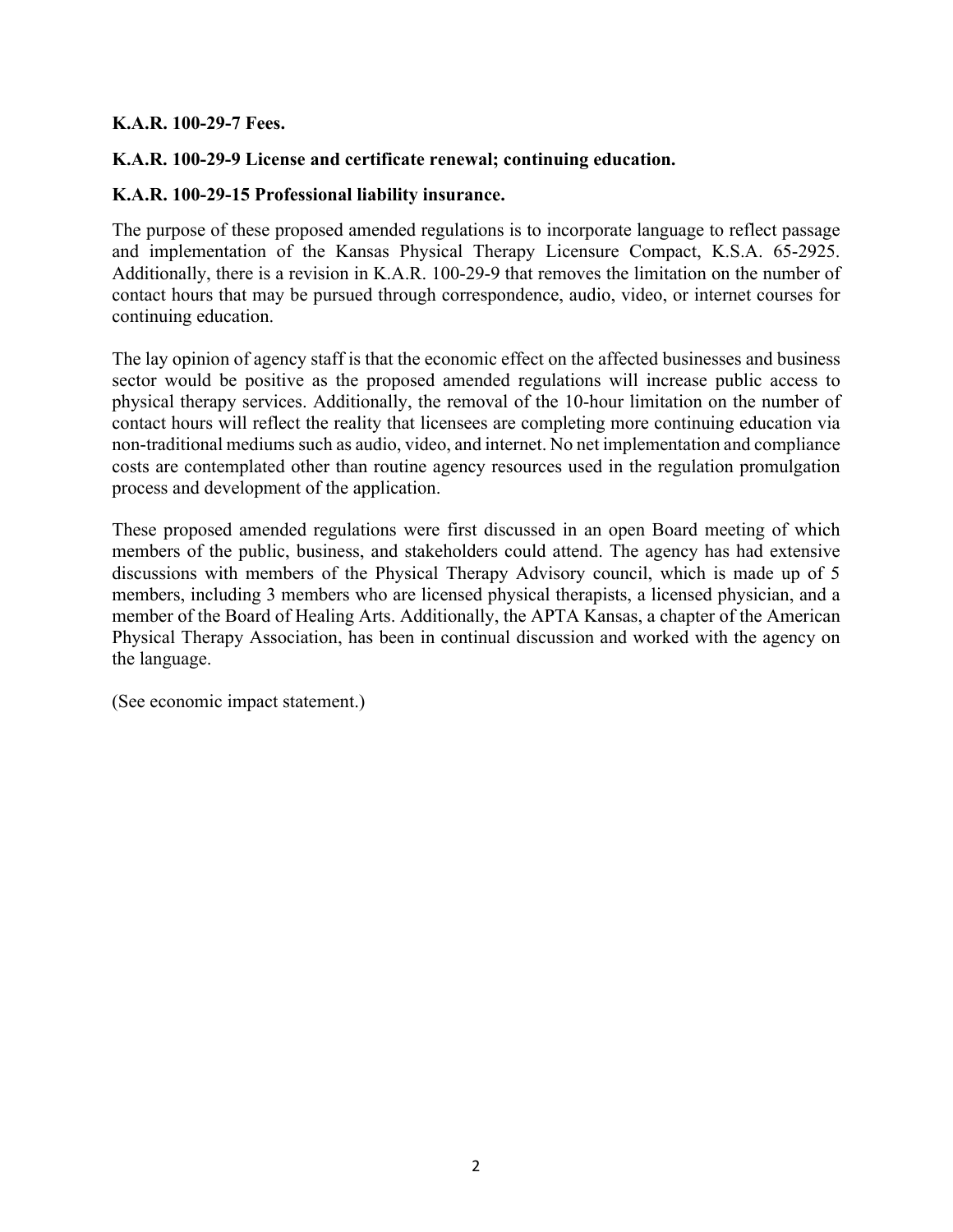**K.A.R. 100-29-7 Fees.**

**K.A.R. 100-29-9 License and certificate renewal; continuing education.**

**K.A.R. 100-29-15 Professional liability insurance.**

The purpose of these proposed amended regulations is to incorporate language to reflect passage and implementation of the Kansas Physical Therapy Licensure Compact, K.S.A. 65-2925. Additionally, there is a revision in K.A.R. 100-29-9 that removes the limitation on the number of contact hours that may be pursued through correspondence, audio, video, or internet courses for continuing education.

The lay opinion of agency staff is that the economic effect on the affected businesses and business sector would be positive as the proposed amended regulations will increase public access to physical therapy services. Additionally, the removal of the 10-hour limitation on the number of contact hours will reflect the reality that licensees are completing more continuing education via non-traditional mediums such as audio, video, and internet. No net implementation and compliance costs are contemplated other than routine agency resources used in the regulation promulgation process and development of the application.

These proposed amended regulations were first discussed in an open Board meeting of which members of the public, business, and stakeholders could attend. The agency has had extensive discussions with members of the Physical Therapy Advisory council, which is made up of 5 members, including 3 members who are licensed physical therapists, a licensed physician, and a member of the Board of Healing Arts. Additionally, the APTA Kansas, a chapter of the American Physical Therapy Association, has been in continual discussion and worked with the agency on the language.

(See economic impact statement.)